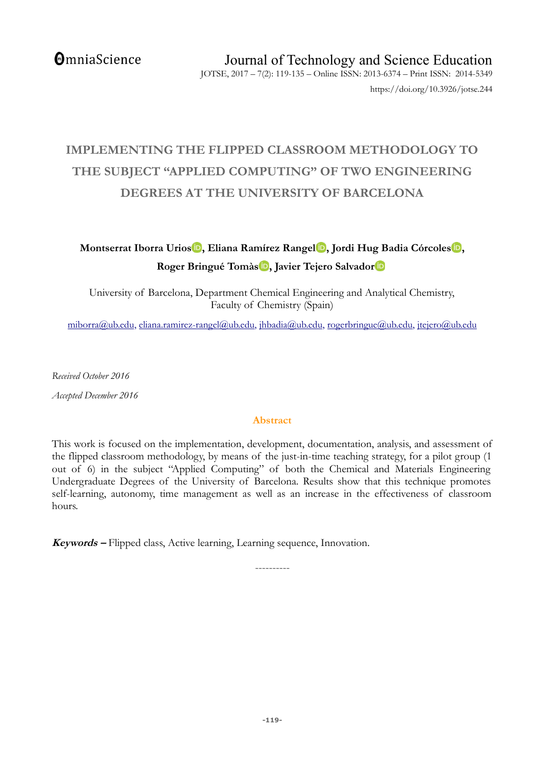# IMPLEMENTING THE FLIPPED CLASSROOM METHODOLOGY TO THE SUBJECT "APPLIED COMPUTING" OF TWO ENGINEERING DEGREES AT THE UNIVERSITY OF BARCELONA

**Montserrat Iborra Urios, Eliana Ramírez Rangel, Jordi Hug Badia Córcoles, Roger Bringué Tomàs, Javier Tejero Salvador**

University of Barcelona, Department Chemical Engineering and Analytical Chemistry, Faculty of Chemistry (Spain)

miborra@ub.edu, eliana.ramirez-rangel@ub.edu, jhbadia@ub.edu, rogerbringue@ub.edu, jtejero@ub.edu

*Received October 2016*

*Accepted December 2016*

## Abstract

This work is focused on the implementation, development, documentation, analysis, and assessment of the flipped classroom methodology, by means of the just-in-time teaching strategy, for a pilot group (1 out of 6) in the subject "Applied Computing" of both the Chemical and Materials Engineering Undergraduate Degrees of the University of Barcelona. Results show that this technique promotes self-learning, autonomy, time management as well as an increase in the effectiveness of classroom hours.

***Keywords –*** Flipped class, Active learning, Learning sequence, Innovation.

----------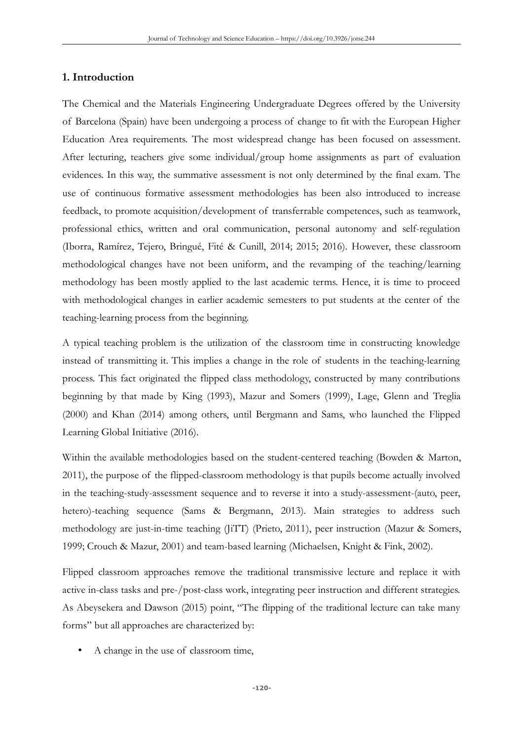## 1. Introduction

The Chemical and the Materials Engineering Undergraduate Degrees offered by the University of Barcelona (Spain) have been undergoing a process of change to fit with the European Higher Education Area requirements. The most widespread change has been focused on assessment. After lecturing, teachers give some individual/group home assignments as part of evaluation evidences. In this way, the summative assessment is not only determined by the final exam. The use of continuous formative assessment methodologies has been also introduced to increase feedback, to promote acquisition/development of transferrable competences, such as teamwork, professional ethics, written and oral communication, personal autonomy and self-regulation (Iborra, Ramírez, Tejero, Bringué, Fité & Cunill, 2014; 2015; 2016). However, these classroom methodological changes have not been uniform, and the revamping of the teaching/learning methodology has been mostly applied to the last academic terms. Hence, it is time to proceed with methodological changes in earlier academic semesters to put students at the center of the teaching-learning process from the beginning.

A typical teaching problem is the utilization of the classroom time in constructing knowledge instead of transmitting it. This implies a change in the role of students in the teaching-learning process. This fact originated the flipped class methodology, constructed by many contributions beginning by that made by King (1993), Mazur and Somers (1999), Lage, Glenn and Treglia (2000) and Khan (2014) among others, until Bergmann and Sams, who launched the Flipped Learning Global Initiative (2016).

Within the available methodologies based on the student-centered teaching (Bowden & Marton, 2011), the purpose of the flipped-classroom methodology is that pupils become actually involved in the teaching-study-assessment sequence and to reverse it into a study-assessment-(auto, peer, hetero)-teaching sequence (Sams & Bergmann, 2013). Main strategies to address such methodology are just-in-time teaching (JiTT) (Prieto, 2011), peer instruction (Mazur & Somers, 1999; Crouch & Mazur, 2001) and team-based learning (Michaelsen, Knight & Fink, 2002).

Flipped classroom approaches remove the traditional transmissive lecture and replace it with active in-class tasks and pre-/post-class work, integrating peer instruction and different strategies. As Abeysekera and Dawson (2015) point, "The flipping of the traditional lecture can take many forms" but all approaches are characterized by:

- A change in the use of classroom time,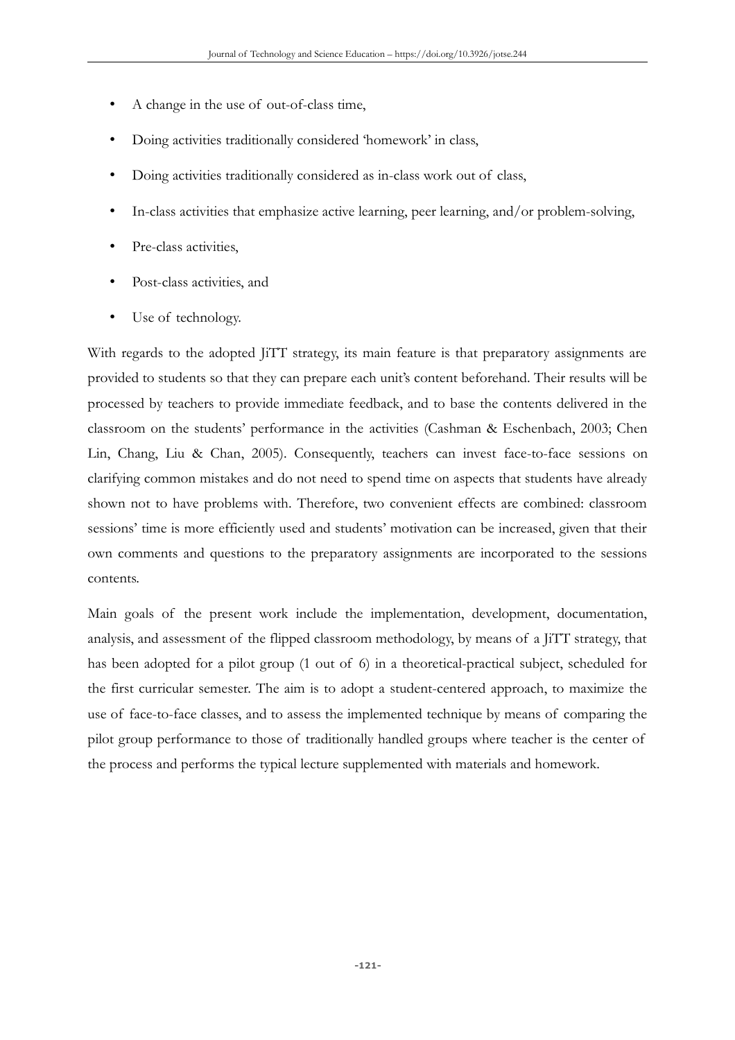- A change in the use of out-of-class time,
- Doing activities traditionally considered 'homework' in class,
- Doing activities traditionally considered as in-class work out of class,
- In-class activities that emphasize active learning, peer learning, and/or problem-solving,
- Pre-class activities,
- Post-class activities, and
- Use of technology.

With regards to the adopted JiTT strategy, its main feature is that preparatory assignments are provided to students so that they can prepare each unit's content beforehand. Their results will be processed by teachers to provide immediate feedback, and to base the contents delivered in the classroom on the students' performance in the activities (Cashman & Eschenbach, 2003; Chen Lin, Chang, Liu & Chan, 2005). Consequently, teachers can invest face-to-face sessions on clarifying common mistakes and do not need to spend time on aspects that students have already shown not to have problems with. Therefore, two convenient effects are combined: classroom sessions' time is more efficiently used and students' motivation can be increased, given that their own comments and questions to the preparatory assignments are incorporated to the sessions contents.

Main goals of the present work include the implementation, development, documentation, analysis, and assessment of the flipped classroom methodology, by means of a JiTT strategy, that has been adopted for a pilot group (1 out of 6) in a theoretical-practical subject, scheduled for the first curricular semester. The aim is to adopt a student-centered approach, to maximize the use of face-to-face classes, and to assess the implemented technique by means of comparing the pilot group performance to those of traditionally handled groups where teacher is the center of the process and performs the typical lecture supplemented with materials and homework.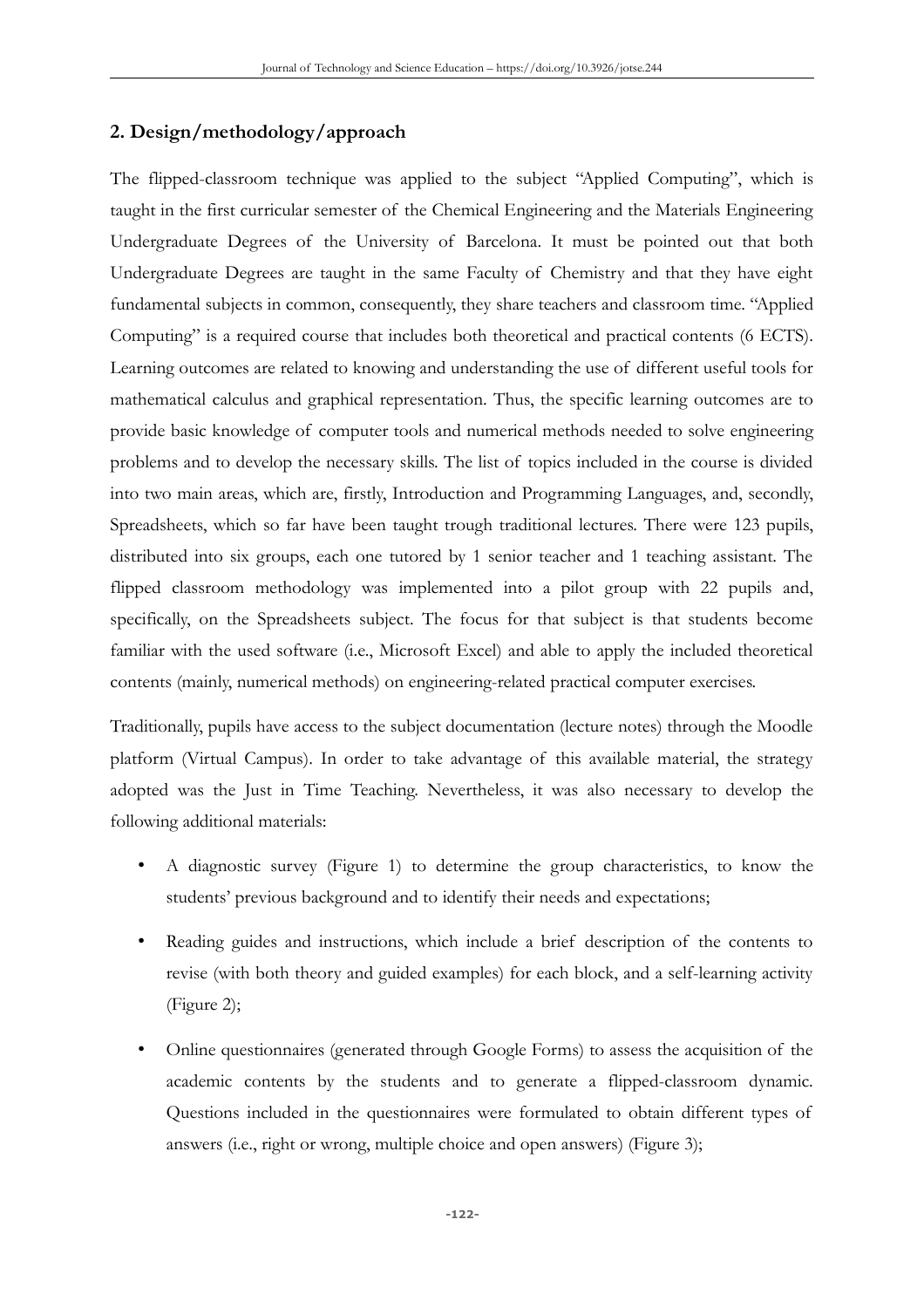## 2. Design/methodology/approach

The flipped-classroom technique was applied to the subject "Applied Computing", which is taught in the first curricular semester of the Chemical Engineering and the Materials Engineering Undergraduate Degrees of the University of Barcelona. It must be pointed out that both Undergraduate Degrees are taught in the same Faculty of Chemistry and that they have eight fundamental subjects in common, consequently, they share teachers and classroom time. "Applied Computing" is a required course that includes both theoretical and practical contents (6 ECTS). Learning outcomes are related to knowing and understanding the use of different useful tools for mathematical calculus and graphical representation. Thus, the specific learning outcomes are to provide basic knowledge of computer tools and numerical methods needed to solve engineering problems and to develop the necessary skills. The list of topics included in the course is divided into two main areas, which are, firstly, Introduction and Programming Languages, and, secondly, Spreadsheets, which so far have been taught trough traditional lectures. There were 123 pupils, distributed into six groups, each one tutored by 1 senior teacher and 1 teaching assistant. The flipped classroom methodology was implemented into a pilot group with 22 pupils and, specifically, on the Spreadsheets subject. The focus for that subject is that students become familiar with the used software (i.e., Microsoft Excel) and able to apply the included theoretical contents (mainly, numerical methods) on engineering-related practical computer exercises.

Traditionally, pupils have access to the subject documentation (lecture notes) through the Moodle platform (Virtual Campus). In order to take advantage of this available material, the strategy adopted was the Just in Time Teaching. Nevertheless, it was also necessary to develop the following additional materials:

- A diagnostic survey (Figure 1) to determine the group characteristics, to know the students' previous background and to identify their needs and expectations;
- Reading guides and instructions, which include a brief description of the contents to revise (with both theory and guided examples) for each block, and a self-learning activity (Figure 2);
- Online questionnaires (generated through Google Forms) to assess the acquisition of the academic contents by the students and to generate a flipped-classroom dynamic. Questions included in the questionnaires were formulated to obtain different types of answers (i.e., right or wrong, multiple choice and open answers) (Figure 3);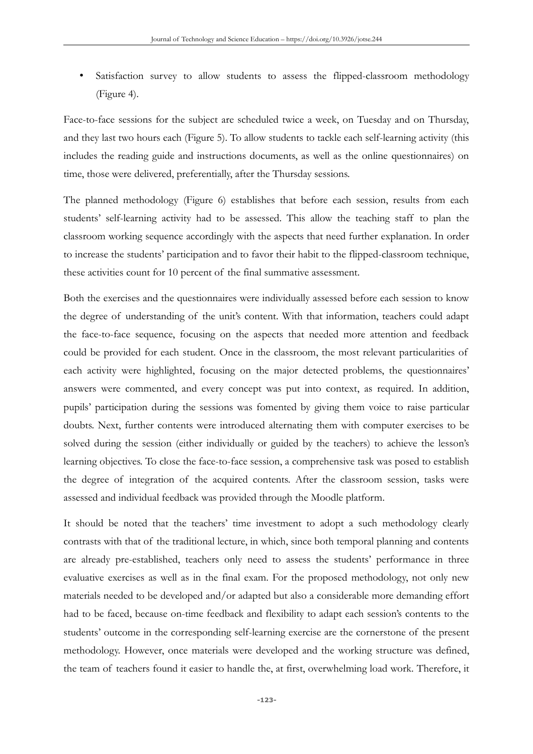- Satisfaction survey to allow students to assess the flipped-classroom methodology (Figure 4).

Face-to-face sessions for the subject are scheduled twice a week, on Tuesday and on Thursday, and they last two hours each (Figure 5). To allow students to tackle each self-learning activity (this includes the reading guide and instructions documents, as well as the online questionnaires) on time, those were delivered, preferentially, after the Thursday sessions.

The planned methodology (Figure 6) establishes that before each session, results from each students' self-learning activity had to be assessed. This allow the teaching staff to plan the classroom working sequence accordingly with the aspects that need further explanation. In order to increase the students' participation and to favor their habit to the flipped-classroom technique, these activities count for 10 percent of the final summative assessment.

Both the exercises and the questionnaires were individually assessed before each session to know the degree of understanding of the unit's content. With that information, teachers could adapt the face-to-face sequence, focusing on the aspects that needed more attention and feedback could be provided for each student. Once in the classroom, the most relevant particularities of each activity were highlighted, focusing on the major detected problems, the questionnaires' answers were commented, and every concept was put into context, as required. In addition, pupils' participation during the sessions was fomented by giving them voice to raise particular doubts. Next, further contents were introduced alternating them with computer exercises to be solved during the session (either individually or guided by the teachers) to achieve the lesson's learning objectives. To close the face-to-face session, a comprehensive task was posed to establish the degree of integration of the acquired contents. After the classroom session, tasks were assessed and individual feedback was provided through the Moodle platform.

It should be noted that the teachers' time investment to adopt a such methodology clearly contrasts with that of the traditional lecture, in which, since both temporal planning and contents are already pre-established, teachers only need to assess the students' performance in three evaluative exercises as well as in the final exam. For the proposed methodology, not only new materials needed to be developed and/or adapted but also a considerable more demanding effort had to be faced, because on-time feedback and flexibility to adapt each session's contents to the students' outcome in the corresponding self-learning exercise are the cornerstone of the present methodology. However, once materials were developed and the working structure was defined, the team of teachers found it easier to handle the, at first, overwhelming load work. Therefore, it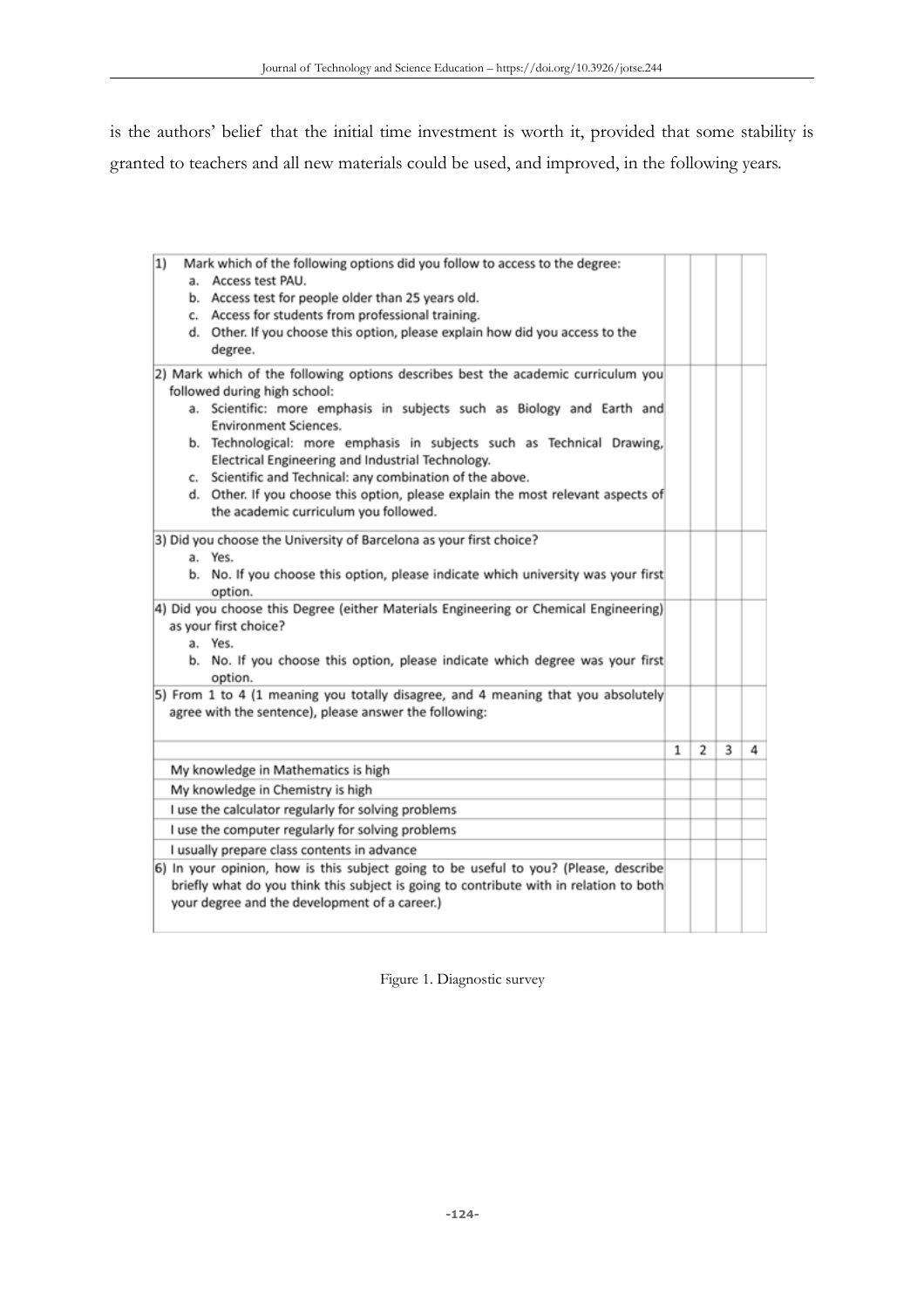is the authors' belief that the initial time investment is worth it, provided that some stability is granted to teachers and all new materials could be used, and improved, in the following years.

| | | | | |
|---|---|---|---|---|
| 1) Mark which of the following options did you follow to access to the degree:<br>a. Access test PAU.<br>b. Access test for people older than 25 years old.<br>c. Access for students from professional training.<br>d. Other. If you choose this option, please explain how did you access to the degree. | | | | |
| 2) Mark which of the following options describes best the academic curriculum you followed during high school:<br>a. Scientific: more emphasis in subjects such as Biology and Earth and Environment Sciences.<br>b. Technological: more emphasis in subjects such as Technical Drawing, Electrical Engineering and Industrial Technology.<br>c. Scientific and Technical: any combination of the above.<br>d. Other. If you choose this option, please explain the most relevant aspects of the academic curriculum you followed. | | | | |
| 3) Did you choose the University of Barcelona as your first choice?<br>a. Yes.<br>b. No. If you choose this option, please indicate which university was your first option. | | | | |
| 4) Did you choose this Degree (either Materials Engineering or Chemical Engineering) as your first choice?<br>a. Yes.<br>b. No. If you choose this option, please indicate which degree was your first option. | | | | |
| 5) From 1 to 4 (1 meaning you totally disagree, and 4 meaning that you absolutely agree with the sentence), please answer the following: | | | | |
| | 1 | 2 | 3 | 4 |
| My knowledge in Mathematics is high | | | | |
| My knowledge in Chemistry is high | | | | |
| I use the calculator regularly for solving problems | | | | |
| I use the computer regularly for solving problems | | | | |
| I usually prepare class contents in advance | | | | |
| 6) In your opinion, how is this subject going to be useful to you? (Please, describe briefly what do you think this subject is going to contribute with in relation to both your degree and the development of a career.) | | | | |

Figure 1. Diagnostic survey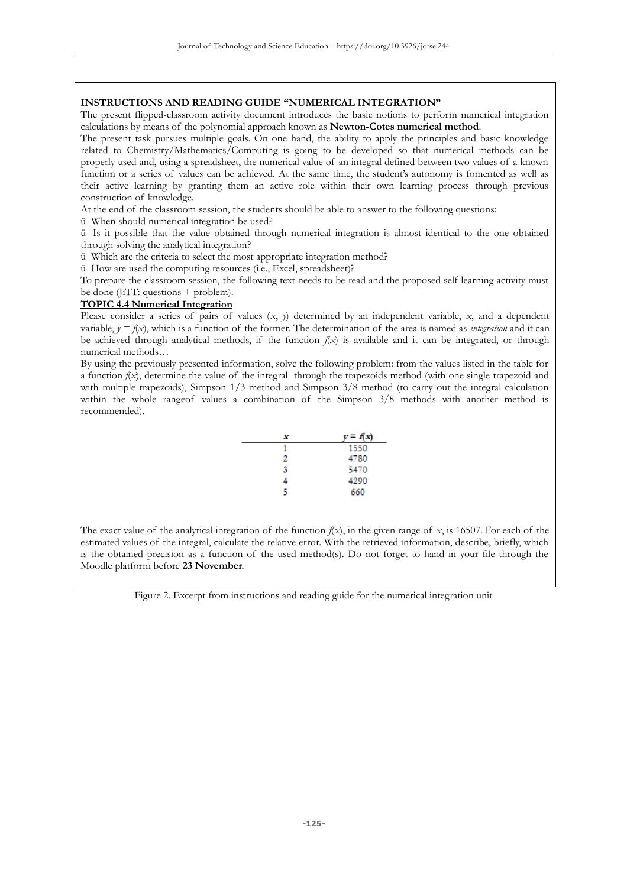**INSTRUCTIONS AND READING GUIDE "NUMERICAL INTEGRATION"**

The present flipped-classroom activity document introduces the basic notions to perform numerical integration calculations by means of the polynomial approach known as **Newton-Cotes numerical method**.

The present task pursues multiple goals. On one hand, the ability to apply the principles and basic knowledge related to Chemistry/Mathematics/Computing is going to be developed so that numerical methods can be properly used and, using a spreadsheet, the numerical value of an integral defined between two values of a known function or a series of values can be achieved. At the same time, the student's autonomy is fomented as well as their active learning by granting them an active role within their own learning process through previous construction of knowledge.

At the end of the classroom session, the students should be able to answer to the following questions:

ü When should numerical integration be used?

ü Is it possible that the value obtained through numerical integration is almost identical to the one obtained through solving the analytical integration?

ü Which are the criteria to select the most appropriate integration method?

ü How are used the computing resources (i.e., Excel, spreadsheet)?

To prepare the classroom session, the following text needs to be read and the proposed self-learning activity must be done (JiTT: questions + problem).

**TOPIC 4.4 Numerical Integration**

Please consider a series of pairs of values ($x$, $y$) determined by an independent variable, $x$, and a dependent variable, $y = f(x)$, which is a function of the former. The determination of the area is named as *integration* and it can be achieved through analytical methods, if the function $f(x)$ is available and it can be integrated, or through numerical methods…

By using the previously presented information, solve the following problem: from the values listed in the table for a function $f(x)$, determine the value of the integral through the trapezoids method (with one single trapezoid and with multiple trapezoids), Simpson 1/3 method and Simpson 3/8 method (to carry out the integral calculation within the whole rangeof values a combination of the Simpson 3/8 methods with another method is recommended).

| $x$ | $y = f(x)$ |
|---|---|
| 1 | 1550 |
| 2 | 4780 |
| 3 | 5470 |
| 4 | 4290 |
| 5 | 660 |

The exact value of the analytical integration of the function $f(x)$, in the given range of $x$, is 16507. For each of the estimated values of the integral, calculate the relative error. With the retrieved information, describe, briefly, which is the obtained precision as a function of the used method(s). Do not forget to hand in your file through the Moodle platform before **23 November**.

Figure 2. Excerpt from instructions and reading guide for the numerical integration unit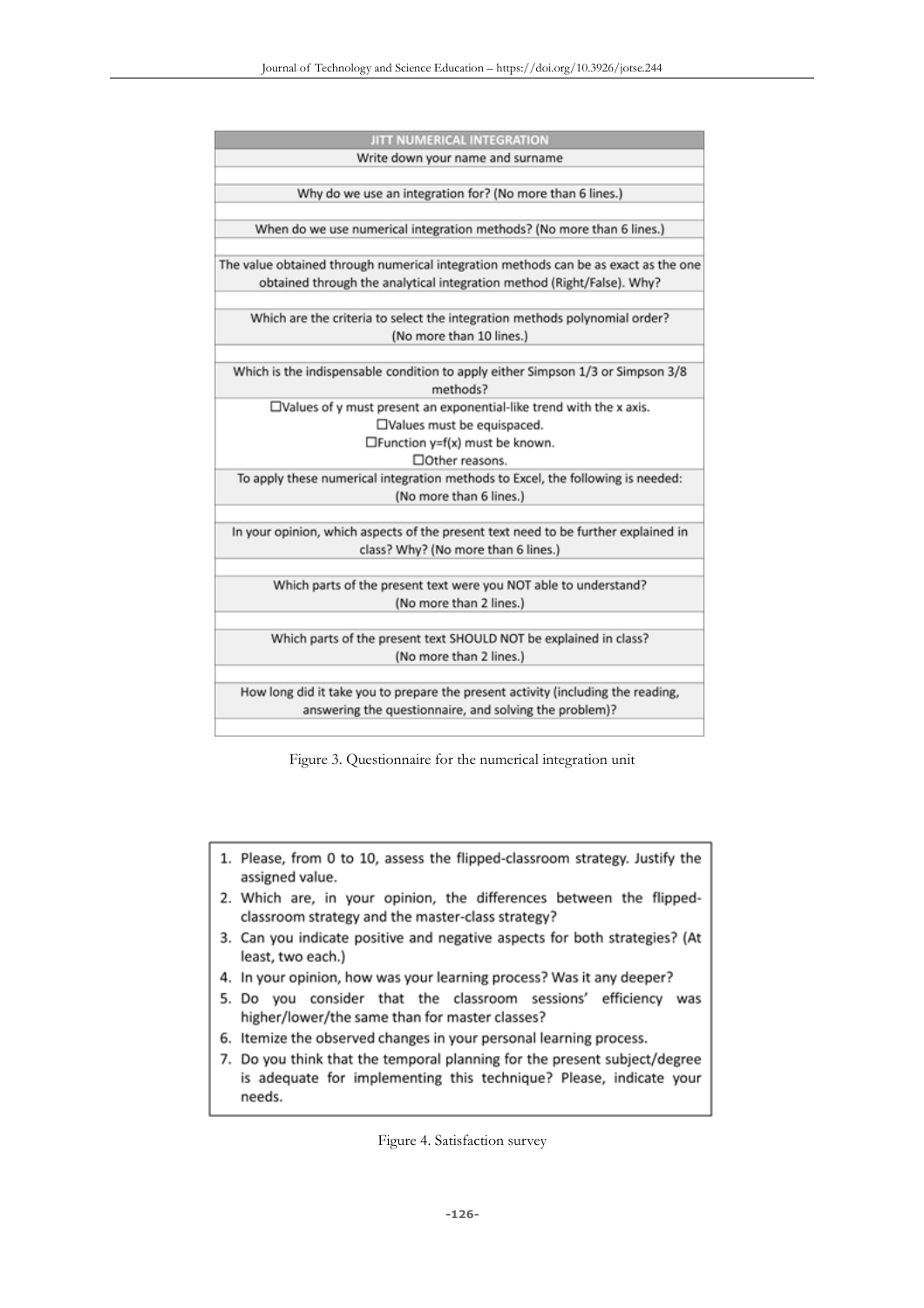| JITT NUMERICAL INTEGRATION |
| --- |
| Write down your name and surname |
| |
| Why do we use an integration for? (No more than 6 lines.) |
| |
| When do we use numerical integration methods? (No more than 6 lines.) |
| |
| The value obtained through numerical integration methods can be as exact as the one obtained through the analytical integration method (Right/False). Why? |
| |
| Which are the criteria to select the integration methods polynomial order? (No more than 10 lines.) |
| |
| Which is the indispensable condition to apply either Simpson 1/3 or Simpson 3/8 methods? |
| ☐Values of y must present an exponential-like trend with the x axis.<br>☐Values must be equispaced.<br>☐Function y=f(x) must be known.<br>☐Other reasons. |
| To apply these numerical integration methods to Excel, the following is needed: (No more than 6 lines.) |
| |
| In your opinion, which aspects of the present text need to be further explained in class? Why? (No more than 6 lines.) |
| |
| Which parts of the present text were you NOT able to understand? (No more than 2 lines.) |
| |
| Which parts of the present text SHOULD NOT be explained in class? (No more than 2 lines.) |
| |
| How long did it take you to prepare the present activity (including the reading, answering the questionnaire, and solving the problem)? |
| |

Figure 3. Questionnaire for the numerical integration unit

1. Please, from 0 to 10, assess the flipped-classroom strategy. Justify the assigned value.
2. Which are, in your opinion, the differences between the flipped-classroom strategy and the master-class strategy?
3. Can you indicate positive and negative aspects for both strategies? (At least, two each.)
4. In your opinion, how was your learning process? Was it any deeper?
5. Do you consider that the classroom sessions' efficiency was higher/lower/the same than for master classes?
6. Itemize the observed changes in your personal learning process.
7. Do you think that the temporal planning for the present subject/degree is adequate for implementing this technique? Please, indicate your needs.

Figure 4. Satisfaction survey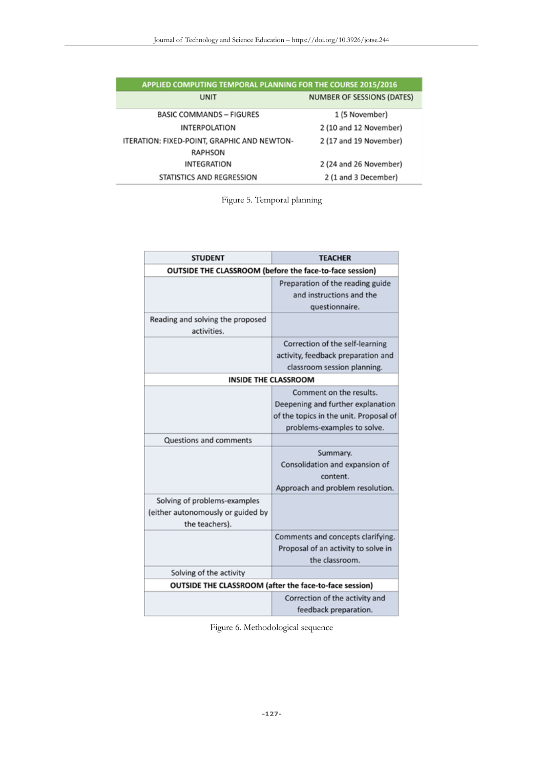| APPLIED COMPUTING TEMPORAL PLANNING FOR THE COURSE 2015/2016 | |
|---|---|
| UNIT | NUMBER OF SESSIONS (DATES) |
| BASIC COMMANDS – FIGURES | 1 (5 November) |
| INTERPOLATION | 2 (10 and 12 November) |
| ITERATION: FIXED-POINT, GRAPHIC AND NEWTON-RAPHSON | 2 (17 and 19 November) |
| INTEGRATION | 2 (24 and 26 November) |
| STATISTICS AND REGRESSION | 2 (1 and 3 December) |

Figure 5. Temporal planning

| STUDENT | TEACHER |
|---|---|
| **OUTSIDE THE CLASSROOM (before the face-to-face session)** | |
| | Preparation of the reading guide and instructions and the questionnaire. |
| Reading and solving the proposed activities. | |
| | Correction of the self-learning activity, feedback preparation and classroom session planning. |
| **INSIDE THE CLASSROOM** | |
| | Comment on the results. Deepening and further explanation of the topics in the unit. Proposal of problems-examples to solve. |
| Questions and comments | |
| | Summary. Consolidation and expansion of content. Approach and problem resolution. |
| Solving of problems-examples (either autonomously or guided by the teachers). | |
| | Comments and concepts clarifying. Proposal of an activity to solve in the classroom. |
| Solving of the activity | |
| **OUTSIDE THE CLASSROOM (after the face-to-face session)** | |
| | Correction of the activity and feedback preparation. |

Figure 6. Methodological sequence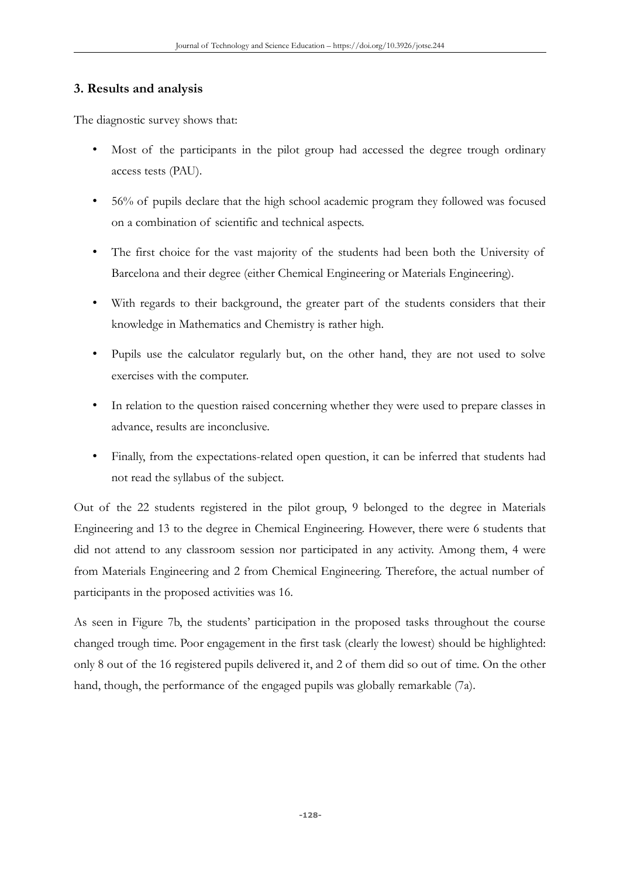## 3. Results and analysis

The diagnostic survey shows that:

- Most of the participants in the pilot group had accessed the degree trough ordinary access tests (PAU).
- 56% of pupils declare that the high school academic program they followed was focused on a combination of scientific and technical aspects.
- The first choice for the vast majority of the students had been both the University of Barcelona and their degree (either Chemical Engineering or Materials Engineering).
- With regards to their background, the greater part of the students considers that their knowledge in Mathematics and Chemistry is rather high.
- Pupils use the calculator regularly but, on the other hand, they are not used to solve exercises with the computer.
- In relation to the question raised concerning whether they were used to prepare classes in advance, results are inconclusive.
- Finally, from the expectations-related open question, it can be inferred that students had not read the syllabus of the subject.

Out of the 22 students registered in the pilot group, 9 belonged to the degree in Materials Engineering and 13 to the degree in Chemical Engineering. However, there were 6 students that did not attend to any classroom session nor participated in any activity. Among them, 4 were from Materials Engineering and 2 from Chemical Engineering. Therefore, the actual number of participants in the proposed activities was 16.

As seen in Figure 7b, the students' participation in the proposed tasks throughout the course changed trough time. Poor engagement in the first task (clearly the lowest) should be highlighted: only 8 out of the 16 registered pupils delivered it, and 2 of them did so out of time. On the other hand, though, the performance of the engaged pupils was globally remarkable (7a).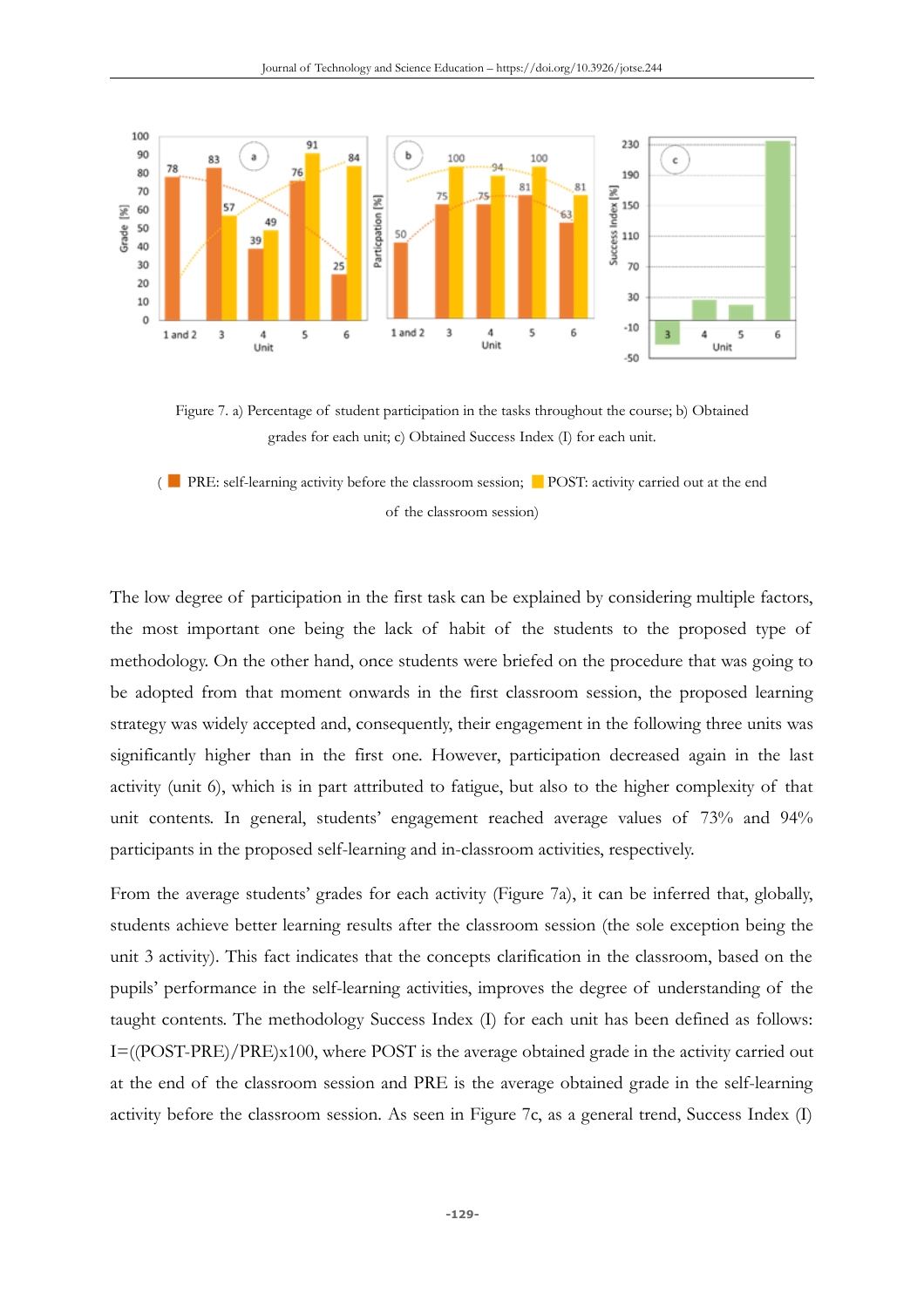Figure 7. a) Percentage of student participation in the tasks throughout the course; b) Obtained grades for each unit; c) Obtained Success Index (I) for each unit.

( PRE: self-learning activity before the classroom session; POST: activity carried out at the end of the classroom session)

The low degree of participation in the first task can be explained by considering multiple factors, the most important one being the lack of habit of the students to the proposed type of methodology. On the other hand, once students were briefed on the procedure that was going to be adopted from that moment onwards in the first classroom session, the proposed learning strategy was widely accepted and, consequently, their engagement in the following three units was significantly higher than in the first one. However, participation decreased again in the last activity (unit 6), which is in part attributed to fatigue, but also to the higher complexity of that unit contents. In general, students' engagement reached average values of 73% and 94% participants in the proposed self-learning and in-classroom activities, respectively.

From the average students' grades for each activity (Figure 7a), it can be inferred that, globally, students achieve better learning results after the classroom session (the sole exception being the unit 3 activity). This fact indicates that the concepts clarification in the classroom, based on the pupils' performance in the self-learning activities, improves the degree of understanding of the taught contents. The methodology Success Index (I) for each unit has been defined as follows: I=((POST-PRE)/PRE)x100, where POST is the average obtained grade in the activity carried out at the end of the classroom session and PRE is the average obtained grade in the self-learning activity before the classroom session. As seen in Figure 7c, as a general trend, Success Index (I)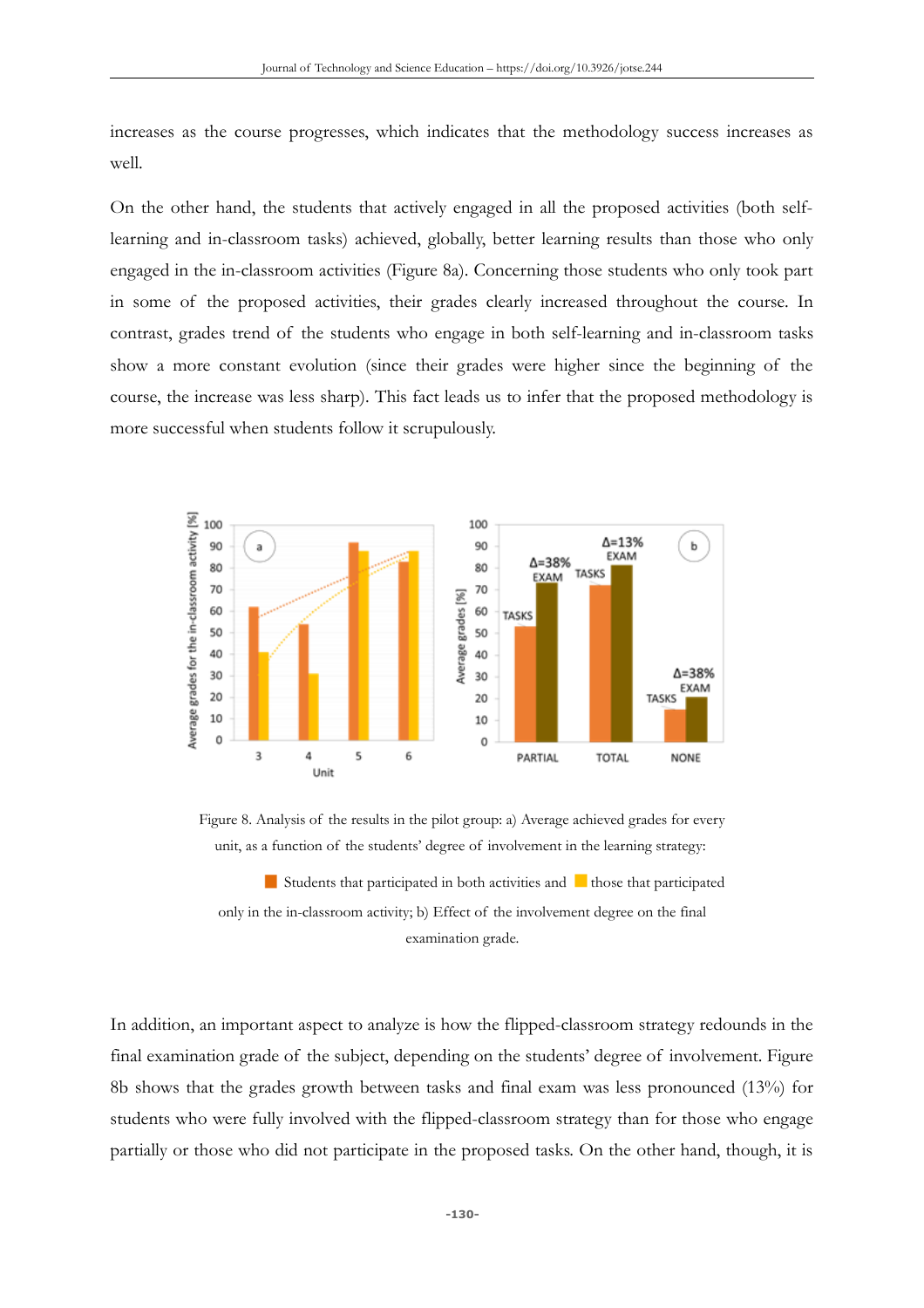increases as the course progresses, which indicates that the methodology success increases as well.

On the other hand, the students that actively engaged in all the proposed activities (both self-learning and in-classroom tasks) achieved, globally, better learning results than those who only engaged in the in-classroom activities (Figure 8a). Concerning those students who only took part in some of the proposed activities, their grades clearly increased throughout the course. In contrast, grades trend of the students who engage in both self-learning and in-classroom tasks show a more constant evolution (since their grades were higher since the beginning of the course, the increase was less sharp). This fact leads us to infer that the proposed methodology is more successful when students follow it scrupulously.

Figure 8. Analysis of the results in the pilot group: a) Average achieved grades for every unit, as a function of the students' degree of involvement in the learning strategy: Students that participated in both activities and those that participated only in the in-classroom activity; b) Effect of the involvement degree on the final examination grade.

In addition, an important aspect to analyze is how the flipped-classroom strategy redounds in the final examination grade of the subject, depending on the students' degree of involvement. Figure 8b shows that the grades growth between tasks and final exam was less pronounced (13%) for students who were fully involved with the flipped-classroom strategy than for those who engage partially or those who did not participate in the proposed tasks. On the other hand, though, it is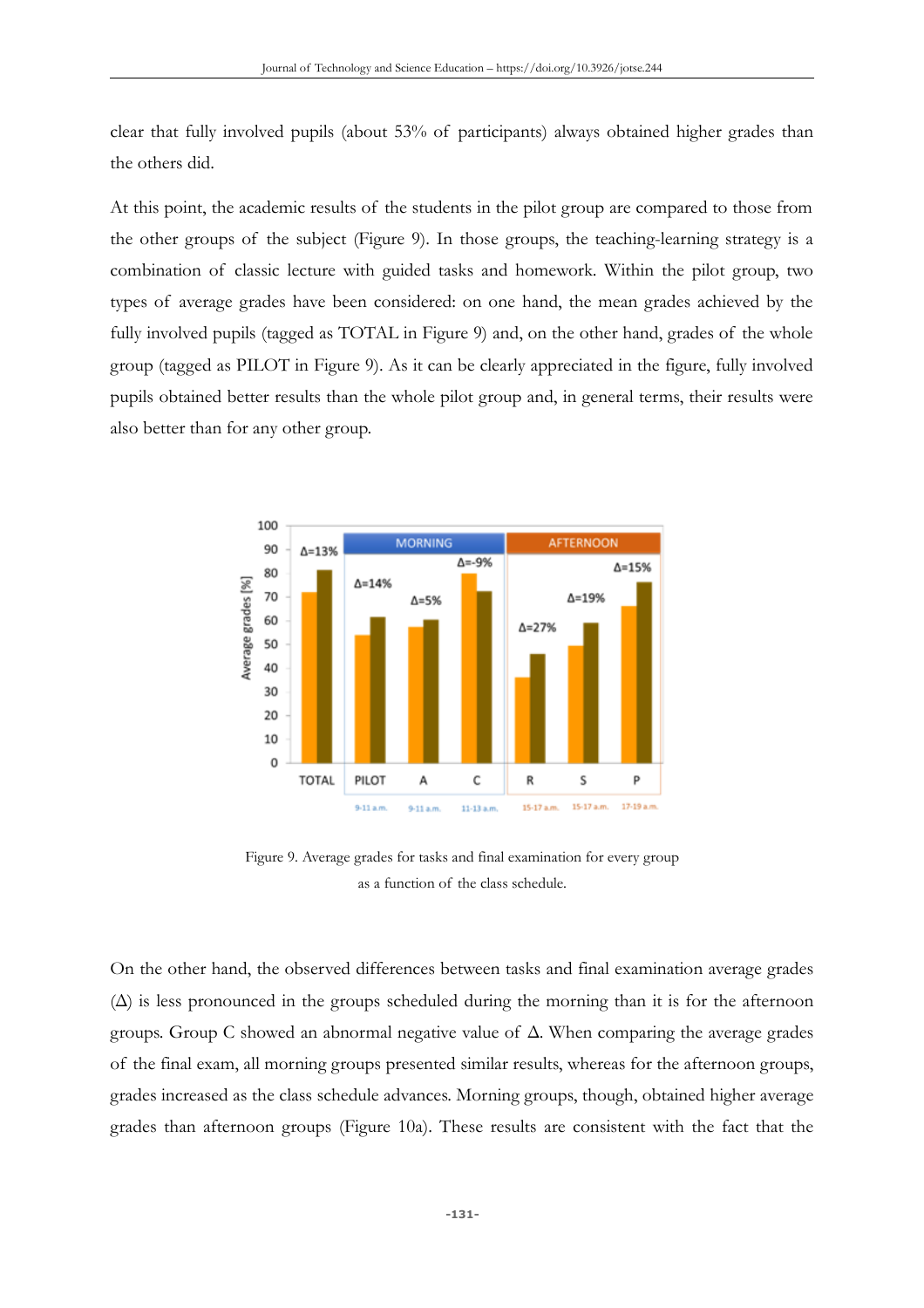clear that fully involved pupils (about 53% of participants) always obtained higher grades than the others did.

At this point, the academic results of the students in the pilot group are compared to those from the other groups of the subject (Figure 9). In those groups, the teaching-learning strategy is a combination of classic lecture with guided tasks and homework. Within the pilot group, two types of average grades have been considered: on one hand, the mean grades achieved by the fully involved pupils (tagged as TOTAL in Figure 9) and, on the other hand, grades of the whole group (tagged as PILOT in Figure 9). As it can be clearly appreciated in the figure, fully involved pupils obtained better results than the whole pilot group and, in general terms, their results were also better than for any other group.

Figure 9. Average grades for tasks and final examination for every group as a function of the class schedule.

On the other hand, the observed differences between tasks and final examination average grades (Δ) is less pronounced in the groups scheduled during the morning than it is for the afternoon groups. Group C showed an abnormal negative value of Δ. When comparing the average grades of the final exam, all morning groups presented similar results, whereas for the afternoon groups, grades increased as the class schedule advances. Morning groups, though, obtained higher average grades than afternoon groups (Figure 10a). These results are consistent with the fact that the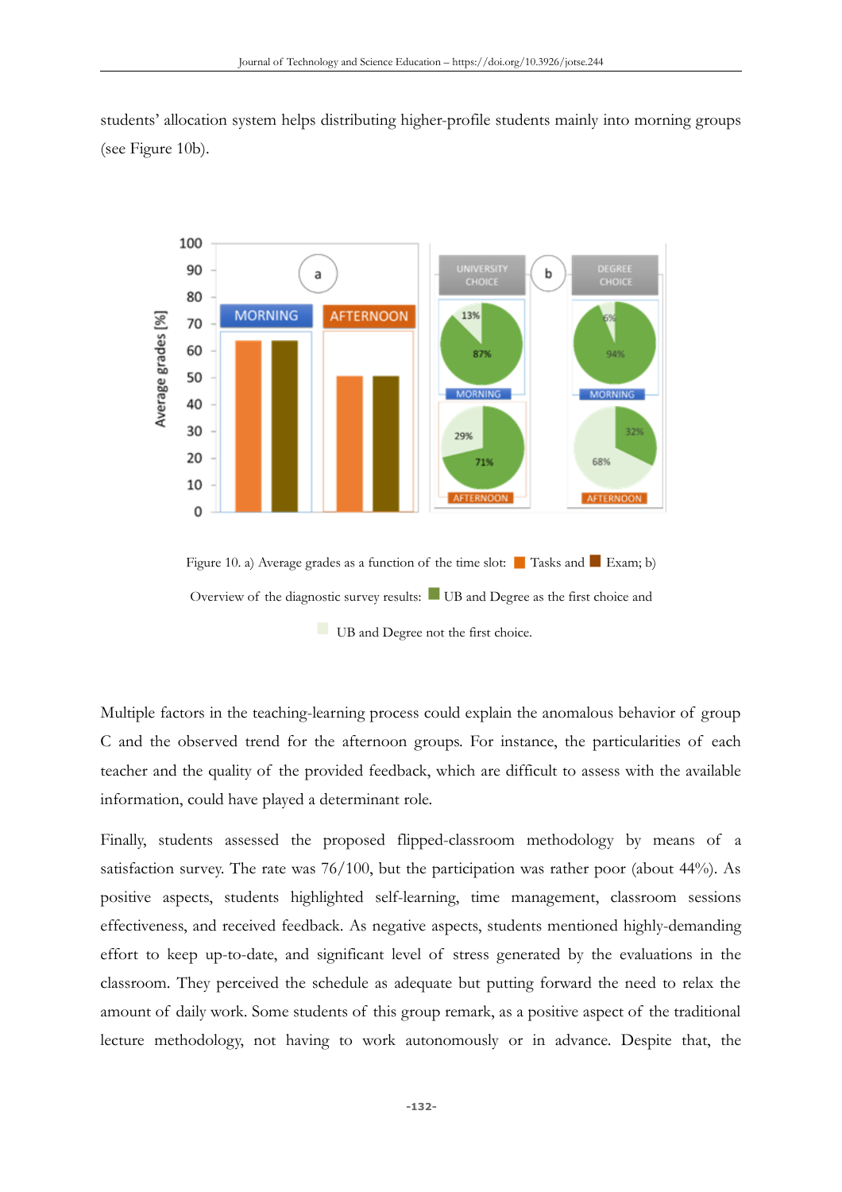students' allocation system helps distributing higher-profile students mainly into morning groups (see Figure 10b).

Figure 10. a) Average grades as a function of the time slot: Tasks and Exam; b) Overview of the diagnostic survey results: UB and Degree as the first choice and UB and Degree not the first choice.

Multiple factors in the teaching-learning process could explain the anomalous behavior of group C and the observed trend for the afternoon groups. For instance, the particularities of each teacher and the quality of the provided feedback, which are difficult to assess with the available information, could have played a determinant role.

Finally, students assessed the proposed flipped-classroom methodology by means of a satisfaction survey. The rate was 76/100, but the participation was rather poor (about 44%). As positive aspects, students highlighted self-learning, time management, classroom sessions effectiveness, and received feedback. As negative aspects, students mentioned highly-demanding effort to keep up-to-date, and significant level of stress generated by the evaluations in the classroom. They perceived the schedule as adequate but putting forward the need to relax the amount of daily work. Some students of this group remark, as a positive aspect of the traditional lecture methodology, not having to work autonomously or in advance. Despite that, the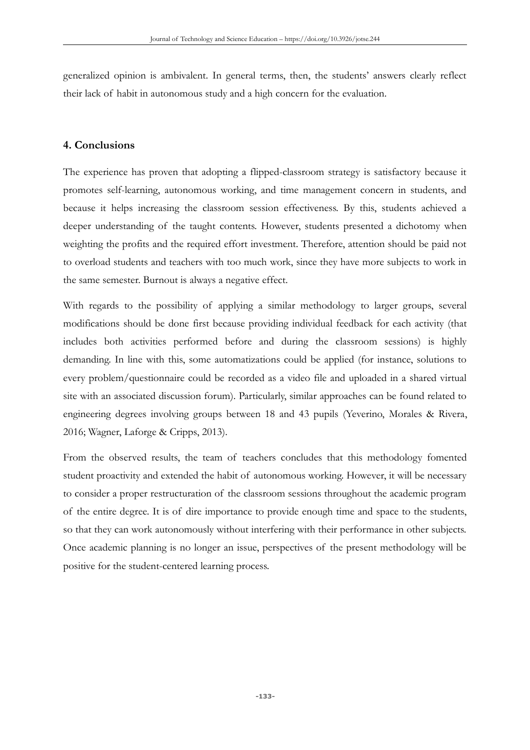generalized opinion is ambivalent. In general terms, then, the students' answers clearly reflect their lack of habit in autonomous study and a high concern for the evaluation.

## 4. Conclusions

The experience has proven that adopting a flipped-classroom strategy is satisfactory because it promotes self-learning, autonomous working, and time management concern in students, and because it helps increasing the classroom session effectiveness. By this, students achieved a deeper understanding of the taught contents. However, students presented a dichotomy when weighting the profits and the required effort investment. Therefore, attention should be paid not to overload students and teachers with too much work, since they have more subjects to work in the same semester. Burnout is always a negative effect.

With regards to the possibility of applying a similar methodology to larger groups, several modifications should be done first because providing individual feedback for each activity (that includes both activities performed before and during the classroom sessions) is highly demanding. In line with this, some automatizations could be applied (for instance, solutions to every problem/questionnaire could be recorded as a video file and uploaded in a shared virtual site with an associated discussion forum). Particularly, similar approaches can be found related to engineering degrees involving groups between 18 and 43 pupils (Yeverino, Morales & Rivera, 2016; Wagner, Laforge & Cripps, 2013).

From the observed results, the team of teachers concludes that this methodology fomented student proactivity and extended the habit of autonomous working. However, it will be necessary to consider a proper restructuration of the classroom sessions throughout the academic program of the entire degree. It is of dire importance to provide enough time and space to the students, so that they can work autonomously without interfering with their performance in other subjects. Once academic planning is no longer an issue, perspectives of the present methodology will be positive for the student-centered learning process.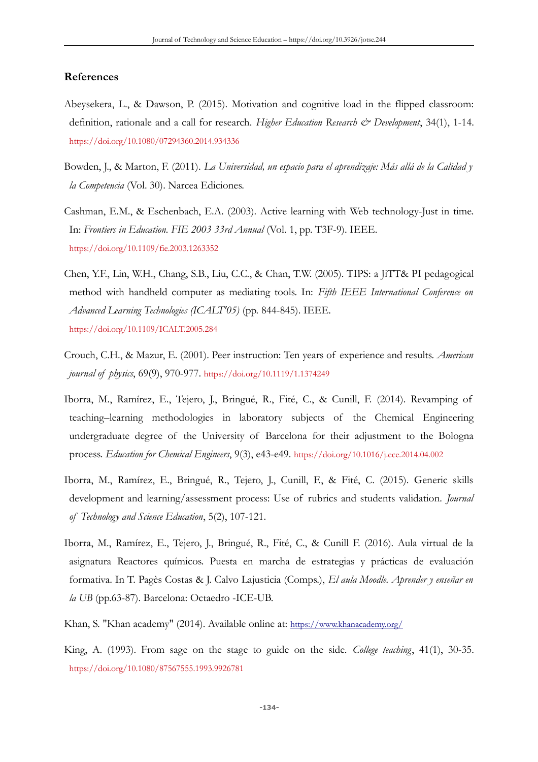## References

Abeysekera, L., & Dawson, P. (2015). Motivation and cognitive load in the flipped classroom: definition, rationale and a call for research. *Higher Education Research & Development*, 34(1), 1-14. https://doi.org/10.1080/07294360.2014.934336

Bowden, J., & Marton, F. (2011). *La Universidad, un espacio para el aprendizaje: Más allá de la Calidad y la Competencia* (Vol. 30). Narcea Ediciones.

Cashman, E.M., & Eschenbach, E.A. (2003). Active learning with Web technology-Just in time. In: *Frontiers in Education. FIE 2003 33rd Annual* (Vol. 1, pp. T3F-9). IEEE. https://doi.org/10.1109/fie.2003.1263352

Chen, Y.F., Lin, W.H., Chang, S.B., Liu, C.C., & Chan, T.W. (2005). TIPS: a JiTT& PI pedagogical method with handheld computer as mediating tools. In: *Fifth IEEE International Conference on Advanced Learning Technologies (ICALT'05)* (pp. 844-845). IEEE. https://doi.org/10.1109/ICALT.2005.284

Crouch, C.H., & Mazur, E. (2001). Peer instruction: Ten years of experience and results. *American journal of physics*, 69(9), 970-977. https://doi.org/10.1119/1.1374249

Iborra, M., Ramírez, E., Tejero, J., Bringué, R., Fité, C., & Cunill, F. (2014). Revamping of teaching–learning methodologies in laboratory subjects of the Chemical Engineering undergraduate degree of the University of Barcelona for their adjustment to the Bologna process. *Education for Chemical Engineers*, 9(3), e43-e49. https://doi.org/10.1016/j.ece.2014.04.002

Iborra, M., Ramírez, E., Bringué, R., Tejero, J., Cunill, F., & Fité, C. (2015). Generic skills development and learning/assessment process: Use of rubrics and students validation. *Journal of Technology and Science Education*, 5(2), 107-121.

Iborra, M., Ramírez, E., Tejero, J., Bringué, R., Fité, C., & Cunill F. (2016). Aula virtual de la asignatura Reactores químicos. Puesta en marcha de estrategias y prácticas de evaluación formativa. In T. Pagès Costas & J. Calvo Lajusticia (Comps.), *El aula Moodle. Aprender y enseñar en la UB* (pp.63-87). Barcelona: Octaedro -ICE-UB.

Khan, S. "Khan academy" (2014). Available online at: https://www.khanacademy.org/

King, A. (1993). From sage on the stage to guide on the side. *College teaching*, 41(1), 30-35. https://doi.org/10.1080/87567555.1993.9926781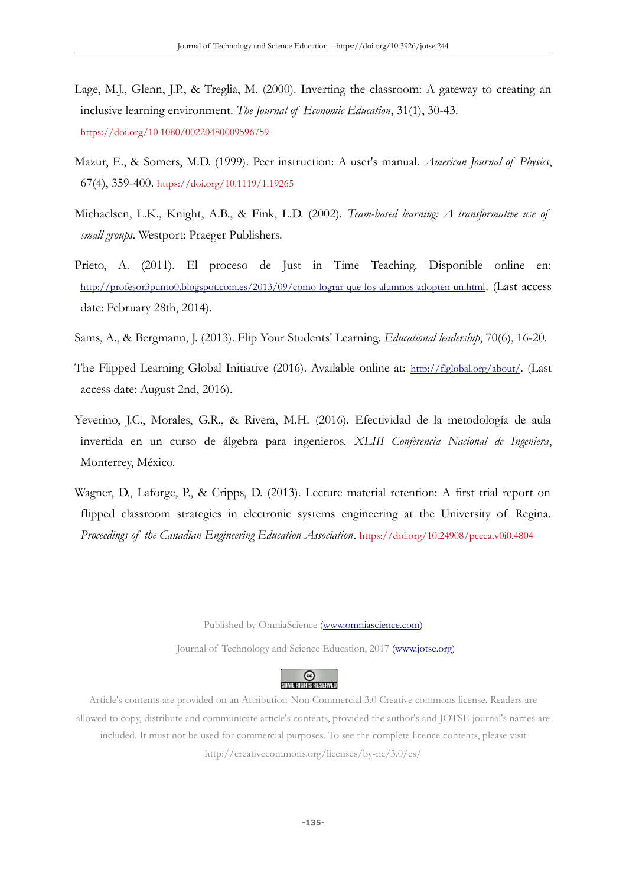Lage, M.J., Glenn, J.P., & Treglia, M. (2000). Inverting the classroom: A gateway to creating an inclusive learning environment. *The Journal of Economic Education*, 31(1), 30-43. https://doi.org/10.1080/00220480009596759

Mazur, E., & Somers, M.D. (1999). Peer instruction: A user's manual. *American Journal of Physics*, 67(4), 359-400. https://doi.org/10.1119/1.19265

Michaelsen, L.K., Knight, A.B., & Fink, L.D. (2002). *Team-based learning: A transformative use of small groups*. Westport: Praeger Publishers.

Prieto, A. (2011). El proceso de Just in Time Teaching. Disponible online en: http://profesor3punto0.blogspot.com.es/2013/09/como-lograr-que-los-alumnos-adopten-un.html. (Last access date: February 28th, 2014).

Sams, A., & Bergmann, J. (2013). Flip Your Students' Learning. *Educational leadership*, 70(6), 16-20.

The Flipped Learning Global Initiative (2016). Available online at: http://flglobal.org/about/. (Last access date: August 2nd, 2016).

Yeverino, J.C., Morales, G.R., & Rivera, M.H. (2016). Efectividad de la metodología de aula invertida en un curso de álgebra para ingenieros. *XLIII Conferencia Nacional de Ingeniera*, Monterrey, México.

Wagner, D., Laforge, P., & Cripps, D. (2013). Lecture material retention: A first trial report on flipped classroom strategies in electronic systems engineering at the University of Regina. *Proceedings of the Canadian Engineering Education Association*. https://doi.org/10.24908/pceea.v0i0.4804

Published by OmniaScience (www.omniascience.com)

Journal of Technology and Science Education, 2017 (www.jotse.org)

Article's contents are provided on an Attribution-Non Commercial 3.0 Creative commons license. Readers are allowed to copy, distribute and communicate article's contents, provided the author's and JOTSE journal's names are included. It must not be used for commercial purposes. To see the complete licence contents, please visit http://creativecommons.org/licenses/by-nc/3.0/es/